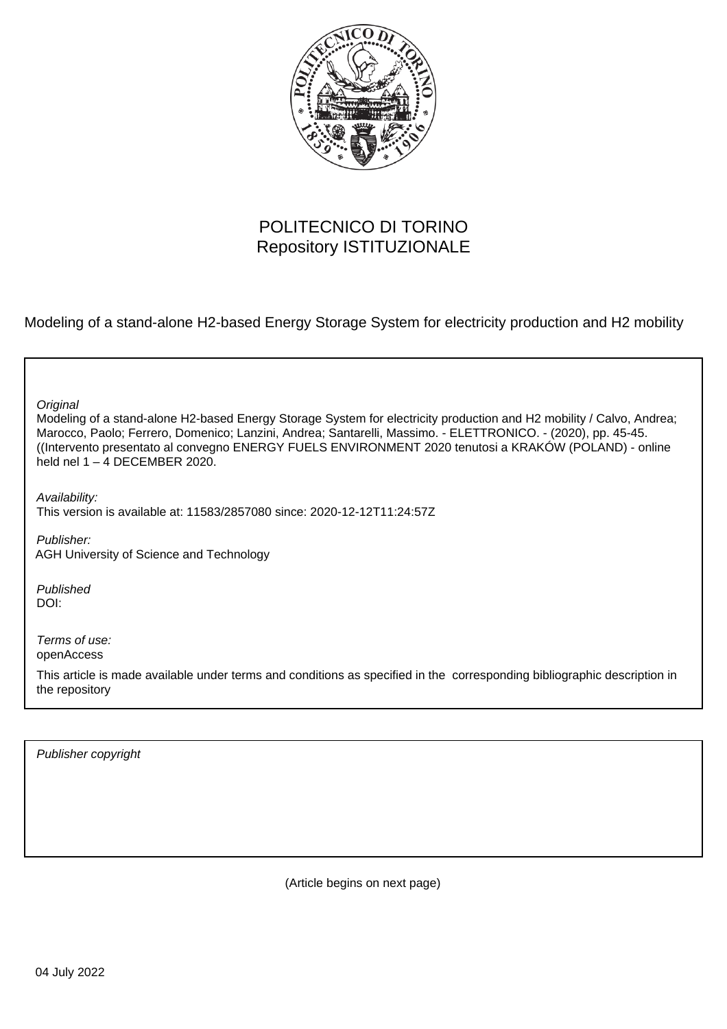POLITECNICO DI TORINO
Repository ISTITUZIONALE

Modeling of a stand-alone H2-based Energy Storage System for electricity production and H2 mobility

*Original*
Modeling of a stand-alone H2-based Energy Storage System for electricity production and H2 mobility / Calvo, Andrea; Marocco, Paolo; Ferrero, Domenico; Lanzini, Andrea; Santarelli, Massimo. - ELETTRONICO. - (2020), pp. 45-45. ((Intervento presentato al convegno ENERGY FUELS ENVIRONMENT 2020 tenutosi a KRAKÓW (POLAND) - online held nel 1 – 4 DECEMBER 2020.

*Availability:*
This version is available at: 11583/2857080 since: 2020-12-12T11:24:57Z

*Publisher:*
AGH University of Science and Technology

*Published*
DOI:

*Terms of use:*
openAccess

This article is made available under terms and conditions as specified in the corresponding bibliographic description in the repository

*Publisher copyright*

(Article begins on next page)

04 July 2022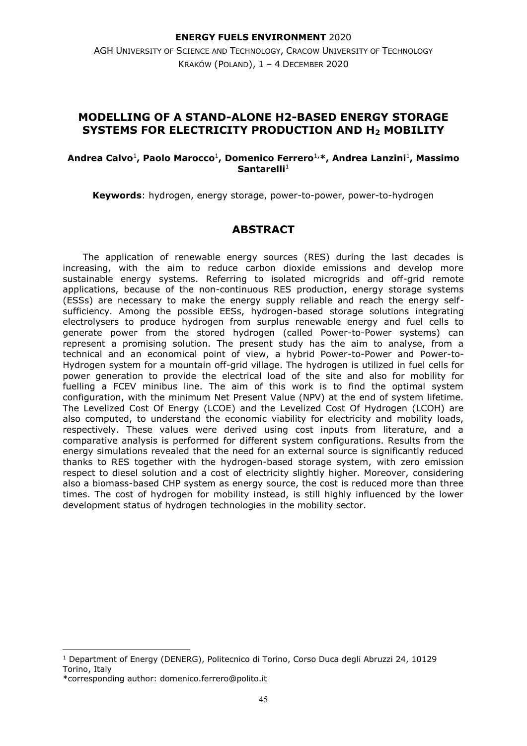# MODELLING OF A STAND-ALONE H2-BASED ENERGY STORAGE SYSTEMS FOR ELECTRICITY PRODUCTION AND $H_2$ MOBILITY

**Andrea Calvo**[1]**, Paolo Marocco**[1]**, Domenico Ferrero**[1,*]**, Andrea Lanzini**[1]**, Massimo Santarelli**[1]

**Keywords**: hydrogen, energy storage, power-to-power, power-to-hydrogen

## ABSTRACT

The application of renewable energy sources (RES) during the last decades is increasing, with the aim to reduce carbon dioxide emissions and develop more sustainable energy systems. Referring to isolated microgrids and off-grid remote applications, because of the non-continuous RES production, energy storage systems (ESSs) are necessary to make the energy supply reliable and reach the energy self-sufficiency. Among the possible EESs, hydrogen-based storage solutions integrating electrolysers to produce hydrogen from surplus renewable energy and fuel cells to generate power from the stored hydrogen (called Power-to-Power systems) can represent a promising solution. The present study has the aim to analyse, from a technical and an economical point of view, a hybrid Power-to-Power and Power-to-Hydrogen system for a mountain off-grid village. The hydrogen is utilized in fuel cells for power generation to provide the electrical load of the site and also for mobility for fuelling a FCEV minibus line. The aim of this work is to find the optimal system configuration, with the minimum Net Present Value (NPV) at the end of system lifetime. The Levelized Cost Of Energy (LCOE) and the Levelized Cost Of Hydrogen (LCOH) are also computed, to understand the economic viability for electricity and mobility loads, respectively. These values were derived using cost inputs from literature, and a comparative analysis is performed for different system configurations. Results from the energy simulations revealed that the need for an external source is significantly reduced thanks to RES together with the hydrogen-based storage system, with zero emission respect to diesel solution and a cost of electricity slightly higher. Moreover, considering also a biomass-based CHP system as energy source, the cost is reduced more than three times. The cost of hydrogen for mobility instead, is still highly influenced by the lower development status of hydrogen technologies in the mobility sector.

---

[1] Department of Energy (DENERG), Politecnico di Torino, Corso Duca degli Abruzzi 24, 10129 Torino, Italy

*corresponding author: domenico.ferrero@polito.it